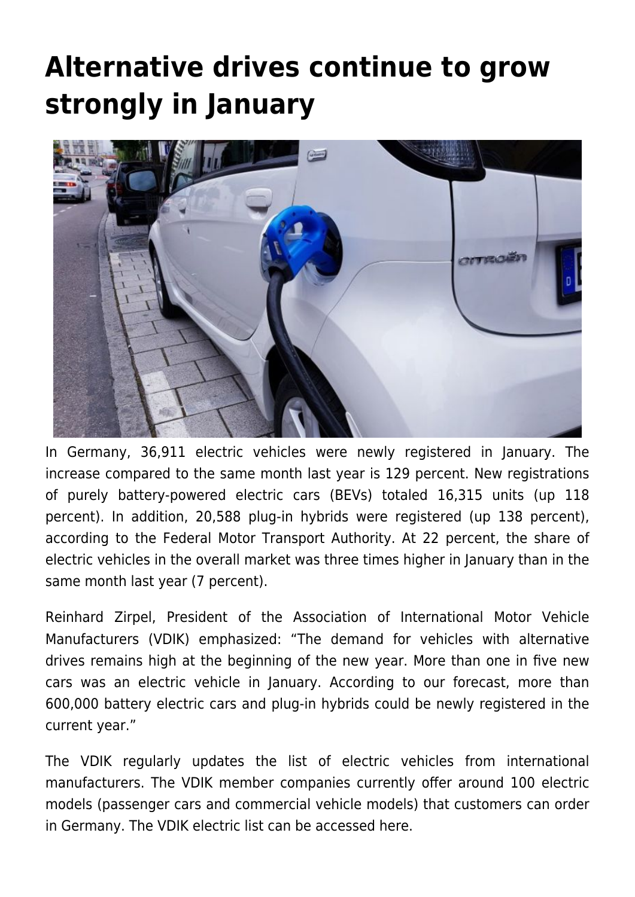# Alternative drives continue to grow strongly in January

In Germany, 36,911 electric vehicles were newly registered in January. The increase compared to the same month last year is 129 percent. New registrations of purely battery-powered electric cars (BEVs) totaled 16,315 units (up 118 percent). In addition, 20,588 plug-in hybrids were registered (up 138 percent), according to the Federal Motor Transport Authority. At 22 percent, the share of electric vehicles in the overall market was three times higher in January than in the same month last year (7 percent).

Reinhard Zirpel, President of the Association of International Motor Vehicle Manufacturers (VDIK) emphasized: "The demand for vehicles with alternative drives remains high at the beginning of the new year. More than one in five new cars was an electric vehicle in January. According to our forecast, more than 600,000 battery electric cars and plug-in hybrids could be newly registered in the current year."

The VDIK regularly updates the list of electric vehicles from international manufacturers. The VDIK member companies currently offer around 100 electric models (passenger cars and commercial vehicle models) that customers can order in Germany. The VDIK electric list can be accessed here.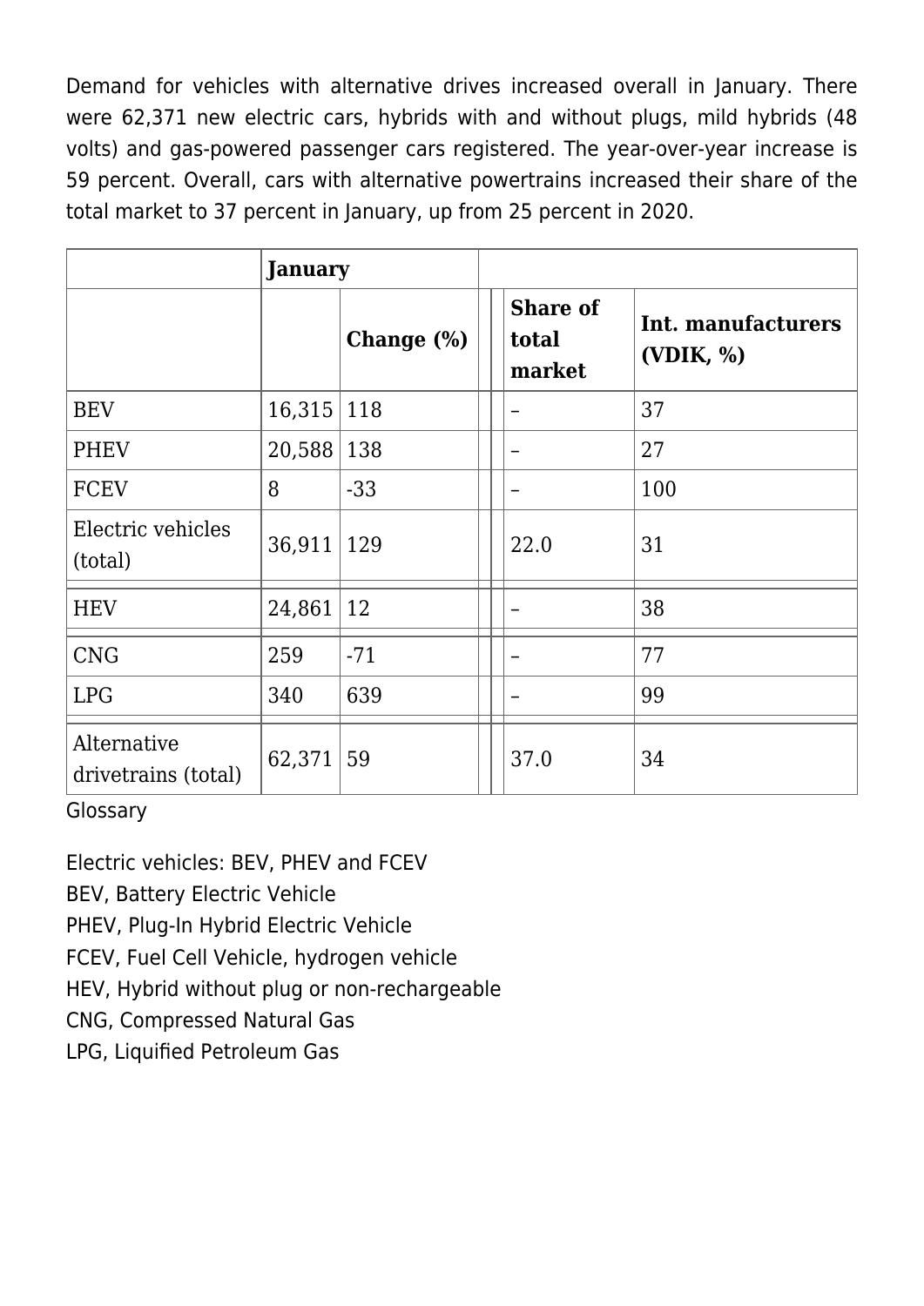Demand for vehicles with alternative drives increased overall in January. There were 62,371 new electric cars, hybrids with and without plugs, mild hybrids (48 volts) and gas-powered passenger cars registered. The year-over-year increase is 59 percent. Overall, cars with alternative powertrains increased their share of the total market to 37 percent in January, up from 25 percent in 2020.

| | **January** | | | |
|---|---|---|---|---|
| | | **Change (%)** | **Share of total market** | **Int. manufacturers (VDIK, %)** |
| BEV | 16,315 | 118 | – | 37 |
| PHEV | 20,588 | 138 | – | 27 |
| FCEV | 8 | -33 | – | 100 |
| Electric vehicles (total) | 36,911 | 129 | 22.0 | 31 |
| HEV | 24,861 | 12 | – | 38 |
| CNG | 259 | -71 | – | 77 |
| LPG | 340 | 639 | – | 99 |
| Alternative drivetrains (total) | 62,371 | 59 | 37.0 | 34 |

Glossary

Electric vehicles: BEV, PHEV and FCEV
BEV, Battery Electric Vehicle
PHEV, Plug-In Hybrid Electric Vehicle
FCEV, Fuel Cell Vehicle, hydrogen vehicle
HEV, Hybrid without plug or non-rechargeable
CNG, Compressed Natural Gas
LPG, Liquified Petroleum Gas